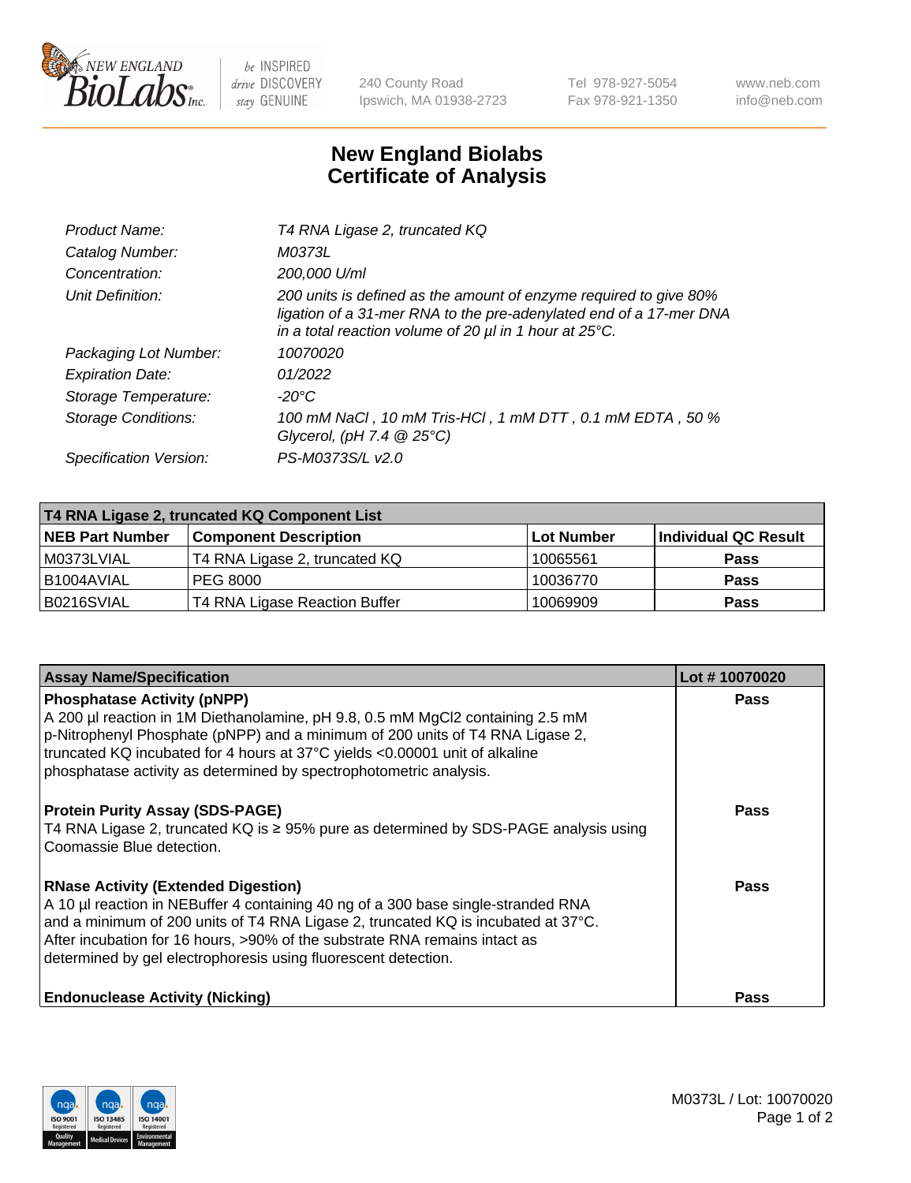# New England Biolabs Certificate of Analysis

| | |
|---|---|
| *Product Name:* | *T4 RNA Ligase 2, truncated KQ* |
| *Catalog Number:* | *M0373L* |
| *Concentration:* | *200,000 U/ml* |
| *Unit Definition:* | *200 units is defined as the amount of enzyme required to give 80% ligation of a 31-mer RNA to the pre-adenylated end of a 17-mer DNA in a total reaction volume of 20 µl in 1 hour at 25°C.* |
| *Packaging Lot Number:* | *10070020* |
| *Expiration Date:* | *01/2022* |
| *Storage Temperature:* | *-20°C* |
| *Storage Conditions:* | *100 mM NaCl , 10 mM Tris-HCl , 1 mM DTT , 0.1 mM EDTA , 50 % Glycerol, (pH 7.4 @ 25°C)* |
| *Specification Version:* | *PS-M0373S/L v2.0* |

| T4 RNA Ligase 2, truncated KQ Component List | | | |
|---|---|---|---|
| **NEB Part Number** | **Component Description** | **Lot Number** | **Individual QC Result** |
| M0373LVIAL | T4 RNA Ligase 2, truncated KQ | 10065561 | **Pass** |
| B1004AVIAL | PEG 8000 | 10036770 | **Pass** |
| B0216SVIAL | T4 RNA Ligase Reaction Buffer | 10069909 | **Pass** |

| Assay Name/Specification | Lot # 10070020 |
|---|---|
| **Phosphatase Activity (pNPP)**<br>A 200 µl reaction in 1M Diethanolamine, pH 9.8, 0.5 mM MgCl2 containing 2.5 mM p-Nitrophenyl Phosphate (pNPP) and a minimum of 200 units of T4 RNA Ligase 2, truncated KQ incubated for 4 hours at 37°C yields <0.00001 unit of alkaline phosphatase activity as determined by spectrophotometric analysis. | **Pass** |
| **Protein Purity Assay (SDS-PAGE)**<br>T4 RNA Ligase 2, truncated KQ is ≥ 95% pure as determined by SDS-PAGE analysis using Coomassie Blue detection. | **Pass** |
| **RNase Activity (Extended Digestion)**<br>A 10 µl reaction in NEBuffer 4 containing 40 ng of a 300 base single-stranded RNA and a minimum of 200 units of T4 RNA Ligase 2, truncated KQ is incubated at 37°C. After incubation for 16 hours, >90% of the substrate RNA remains intact as determined by gel electrophoresis using fluorescent detection. | **Pass** |
| **Endonuclease Activity (Nicking)** | **Pass** |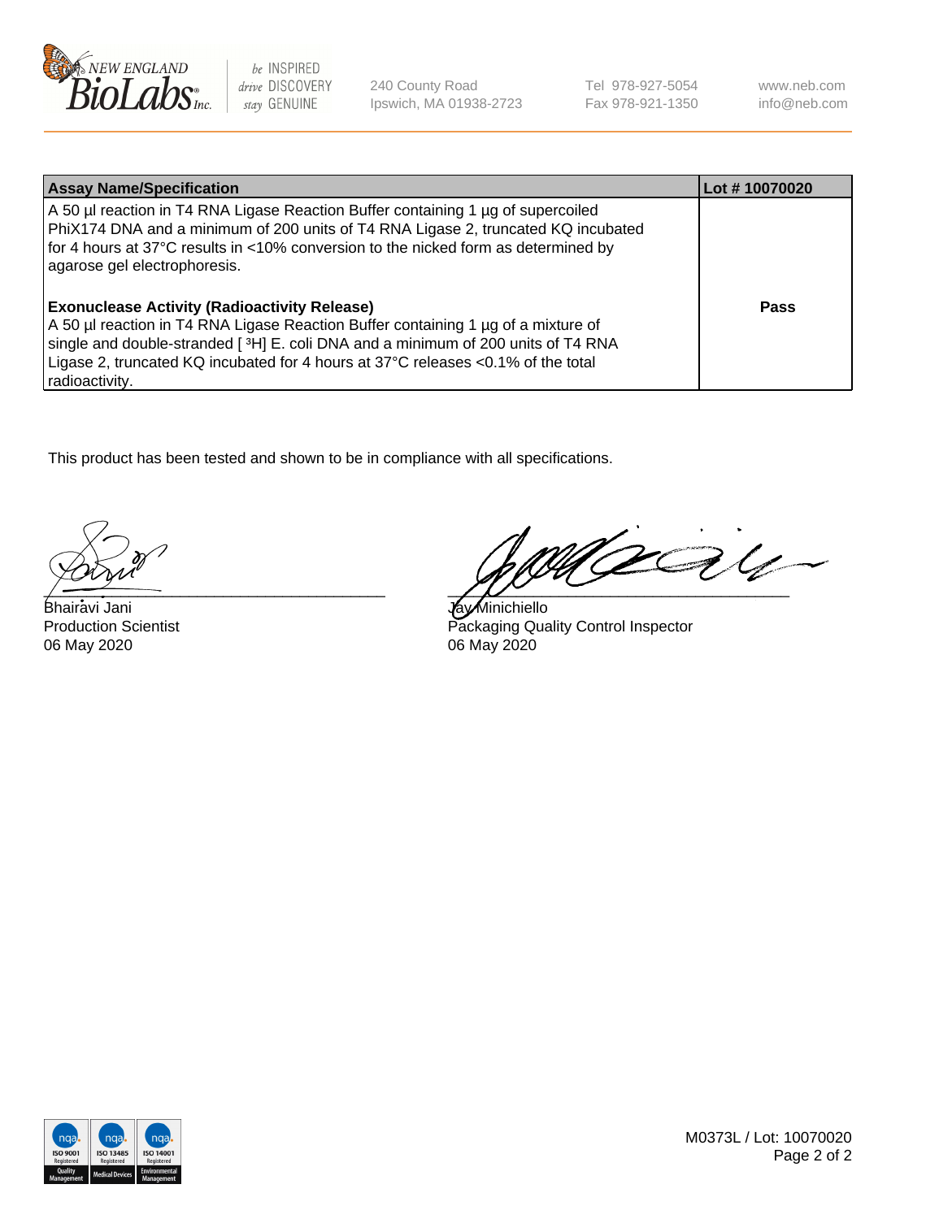| Assay Name/Specification | Lot # 10070020 |
| --- | --- |
| A 50 µl reaction in T4 RNA Ligase Reaction Buffer containing 1 µg of supercoiled PhiX174 DNA and a minimum of 200 units of T4 RNA Ligase 2, truncated KQ incubated for 4 hours at 37°C results in <10% conversion to the nicked form as determined by agarose gel electrophoresis. | |
| **Exonuclease Activity (Radioactivity Release)**<br>A 50 µl reaction in T4 RNA Ligase Reaction Buffer containing 1 µg of a mixture of single and double-stranded [ $^{3}H$] E. coli DNA and a minimum of 200 units of T4 RNA Ligase 2, truncated KQ incubated for 4 hours at 37°C releases <0.1% of the total radioactivity. | **Pass** |

This product has been tested and shown to be in compliance with all specifications.

Bhairavi Jani
Production Scientist
06 May 2020

Jay Minichiello
Packaging Quality Control Inspector
06 May 2020

M0373L / Lot: 10070020